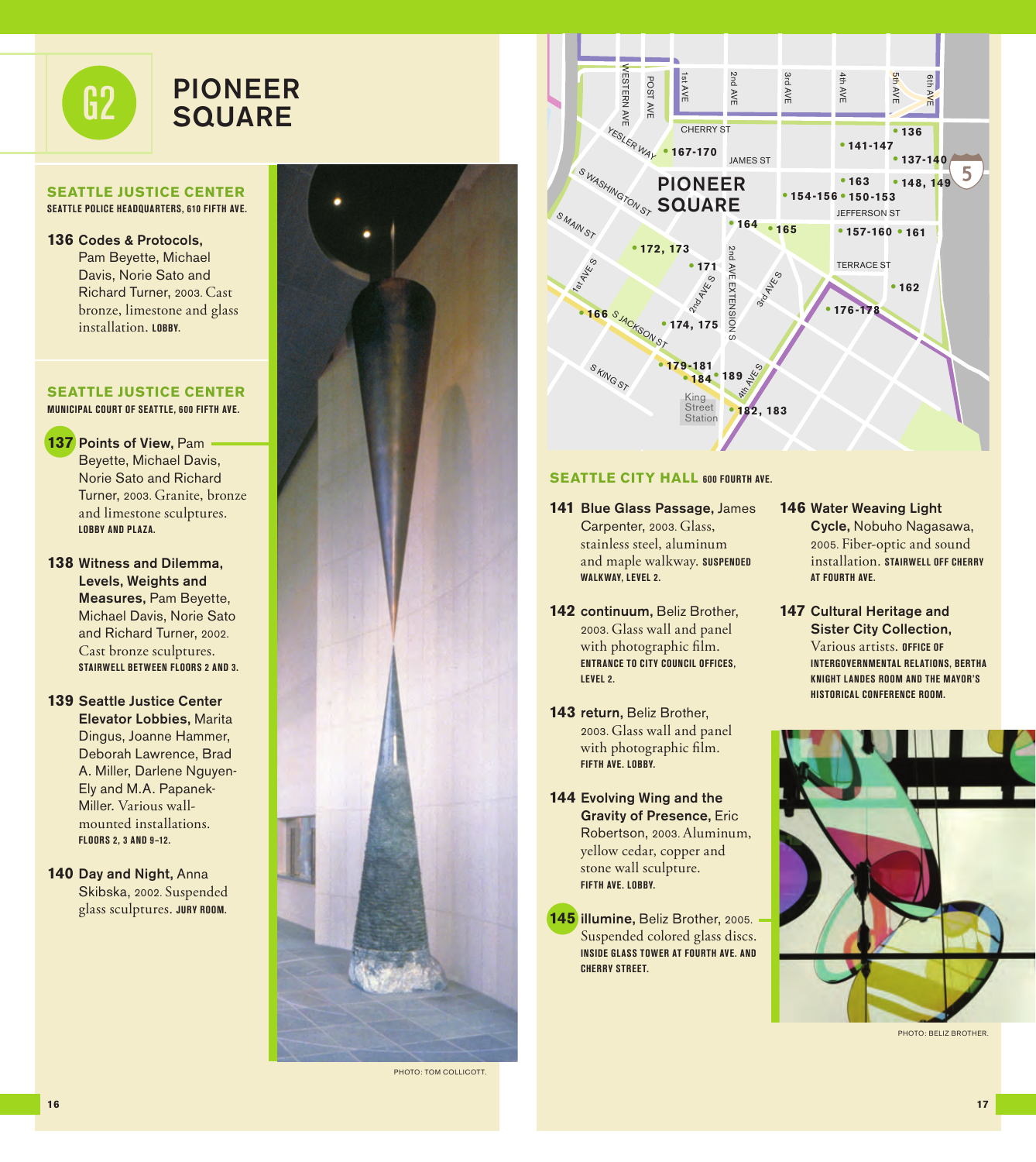# G2 PIONEER SQUARE

## SEATTLE JUSTICE CENTER

**SEATTLE POLICE HEADQUARTERS, 610 FIFTH AVE.**

**136 Codes & Protocols,** Pam Beyette, Michael Davis, Norie Sato and Richard Turner, 2003. Cast bronze, limestone and glass installation. **LOBBY.**

## SEATTLE JUSTICE CENTER

**MUNICIPAL COURT OF SEATTLE, 600 FIFTH AVE.**

**137 Points of View,** Pam Beyette, Michael Davis, Norie Sato and Richard Turner, 2003. Granite, bronze and limestone sculptures. **LOBBY AND PLAZA.**

**138 Witness and Dilemma, Levels, Weights and Measures,** Pam Beyette, Michael Davis, Norie Sato and Richard Turner, 2002. Cast bronze sculptures. **STAIRWELL BETWEEN FLOORS 2 AND 3.**

**139 Seattle Justice Center Elevator Lobbies,** Marita Dingus, Joanne Hammer, Deborah Lawrence, Brad A. Miller, Darlene Nguyen-Ely and M.A. Papanek-Miller. Various wall-mounted installations. **FLOORS 2, 3 AND 9–12.**

**140 Day and Night,** Anna Skibska, 2002. Suspended glass sculptures. **JURY ROOM.**

PHOTO: TOM COLLICOTT.

## SEATTLE CITY HALL 600 FOURTH AVE.

**141 Blue Glass Passage,** James Carpenter, 2003. Glass, stainless steel, aluminum and maple walkway. **SUSPENDED WALKWAY, LEVEL 2.**

**142 continuum,** Beliz Brother, 2003. Glass wall and panel with photographic film. **ENTRANCE TO CITY COUNCIL OFFICES, LEVEL 2.**

**143 return,** Beliz Brother, 2003. Glass wall and panel with photographic film. **FIFTH AVE. LOBBY.**

**144 Evolving Wing and the Gravity of Presence,** Eric Robertson, 2003. Aluminum, yellow cedar, copper and stone wall sculpture. **FIFTH AVE. LOBBY.**

**145 illumine,** Beliz Brother, 2005. Suspended colored glass discs. **INSIDE GLASS TOWER AT FOURTH AVE. AND CHERRY STREET.**

**146 Water Weaving Light Cycle,** Nobuho Nagasawa, 2005. Fiber-optic and sound installation. **STAIRWELL OFF CHERRY AT FOURTH AVE.**

**147 Cultural Heritage and Sister City Collection,** Various artists. **OFFICE OF INTERGOVERNMENTAL RELATIONS, BERTHA KNIGHT LANDES ROOM AND THE MAYOR'S HISTORICAL CONFERENCE ROOM.**

PHOTO: BELIZ BROTHER.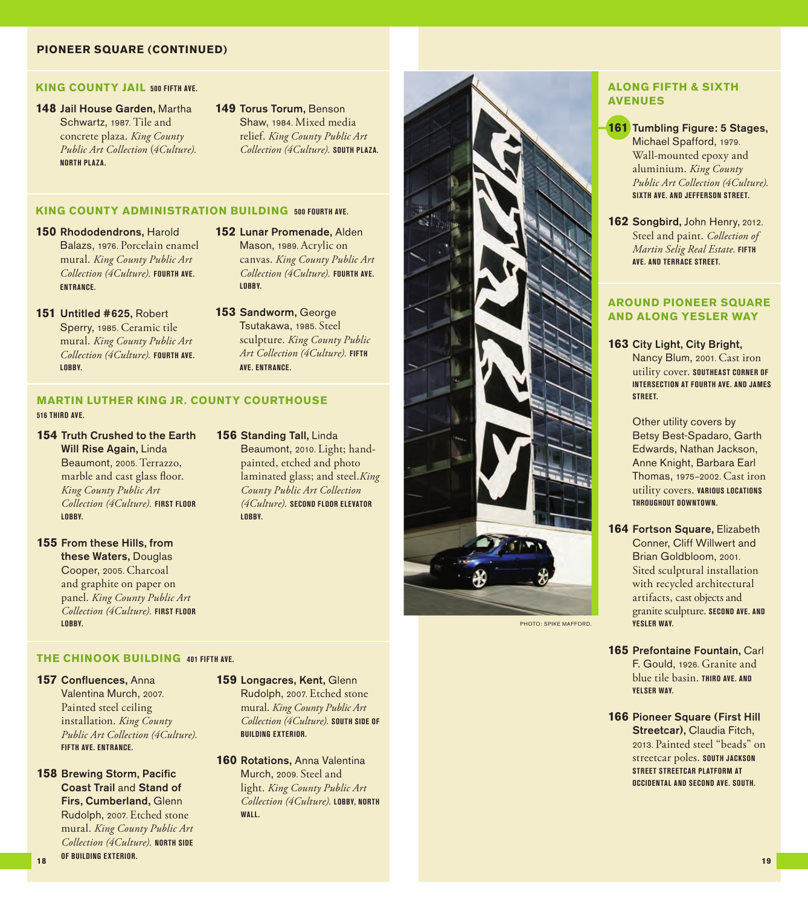## PIONEER SQUARE (CONTINUED)

### KING COUNTY JAIL 500 FIFTH AVE.

**148 Jail House Garden,** Martha Schwartz, 1987. Tile and concrete plaza. *King County Public Art Collection (4Culture).* NORTH PLAZA.

**149 Torus Torum,** Benson Shaw, 1984. Mixed media relief. *King County Public Art Collection (4Culture).* SOUTH PLAZA.

### KING COUNTY ADMINISTRATION BUILDING 500 FOURTH AVE.

**150 Rhododendrons,** Harold Balazs, 1976. Porcelain enamel mural. *King County Public Art Collection (4Culture).* FOURTH AVE. ENTRANCE.

**151 Untitled #625,** Robert Sperry, 1985. Ceramic tile mural. *King County Public Art Collection (4Culture).* FOURTH AVE. LOBBY.

**152 Lunar Promenade,** Alden Mason, 1989. Acrylic on canvas. *King County Public Art Collection (4Culture).* FOURTH AVE. LOBBY.

**153 Sandworm,** George Tsutakawa, 1985. Steel sculpture. *King County Public Art Collection (4Culture).* FIFTH AVE. ENTRANCE.

### MARTIN LUTHER KING JR. COUNTY COURTHOUSE 516 THIRD AVE.

**154 Truth Crushed to the Earth Will Rise Again,** Linda Beaumont, 2005. Terrazzo, marble and cast glass floor. *King County Public Art Collection (4Culture).* FIRST FLOOR LOBBY.

**155 From these Hills, from these Waters,** Douglas Cooper, 2005. Charcoal and graphite on paper on panel. *King County Public Art Collection (4Culture).* FIRST FLOOR LOBBY.

**156 Standing Tall,** Linda Beaumont, 2010. Light; hand-painted, etched and photo laminated glass; and steel. *King County Public Art Collection (4Culture).* SECOND FLOOR ELEVATOR LOBBY.

### THE CHINOOK BUILDING 401 FIFTH AVE.

**157 Confluences,** Anna Valentina Murch, 2007. Painted steel ceiling installation. *King County Public Art Collection (4Culture).* FIFTH AVE. ENTRANCE.

**158 Brewing Storm, Pacific Coast Trail** and **Stand of Firs, Cumberland,** Glenn Rudolph, 2007. Etched stone mural. *King County Public Art Collection (4Culture).* NORTH SIDE OF BUILDING EXTERIOR.

**159 Longacres, Kent,** Glenn Rudolph, 2007. Etched stone mural. *King County Public Art Collection (4Culture).* SOUTH SIDE OF BUILDING EXTERIOR.

**160 Rotations,** Anna Valentina Murch, 2009. Steel and light. *King County Public Art Collection (4Culture).* LOBBY, NORTH WALL.

PHOTO: SPIKE MAFFORD.

### ALONG FIFTH & SIXTH AVENUES

**161 Tumbling Figure: 5 Stages,** Michael Spafford, 1979. Wall-mounted epoxy and aluminium. *King County Public Art Collection (4Culture).* SIXTH AVE. AND JEFFERSON STREET.

**162 Songbird,** John Henry, 2012. Steel and paint. *Collection of Martin Selig Real Estate.* FIFTH AVE. AND TERRACE STREET.

### AROUND PIONEER SQUARE AND ALONG YESLER WAY

**163 City Light, City Bright,** Nancy Blum, 2001. Cast iron utility cover. SOUTHEAST CORNER OF INTERSECTION AT FOURTH AVE. AND JAMES STREET.

Other utility covers by Betsy Best-Spadaro, Garth Edwards, Nathan Jackson, Anne Knight, Barbara Earl Thomas, 1975–2002. Cast iron utility covers. VARIOUS LOCATIONS THROUGHOUT DOWNTOWN.

**164 Fortson Square,** Elizabeth Conner, Cliff Willwert and Brian Goldbloom, 2001. Sited sculptural installation with recycled architectural artifacts, cast objects and granite sculpture. SECOND AVE. AND YESLER WAY.

**165 Prefontaine Fountain,** Carl F. Gould, 1926. Granite and blue tile basin. THIRD AVE. AND YELSER WAY.

**166 Pioneer Square (First Hill Streetcar),** Claudia Fitch, 2013. Painted steel "beads" on streetcar poles. SOUTH JACKSON STREET STREETCAR PLATFORM AT OCCIDENTAL AND SECOND AVE. SOUTH.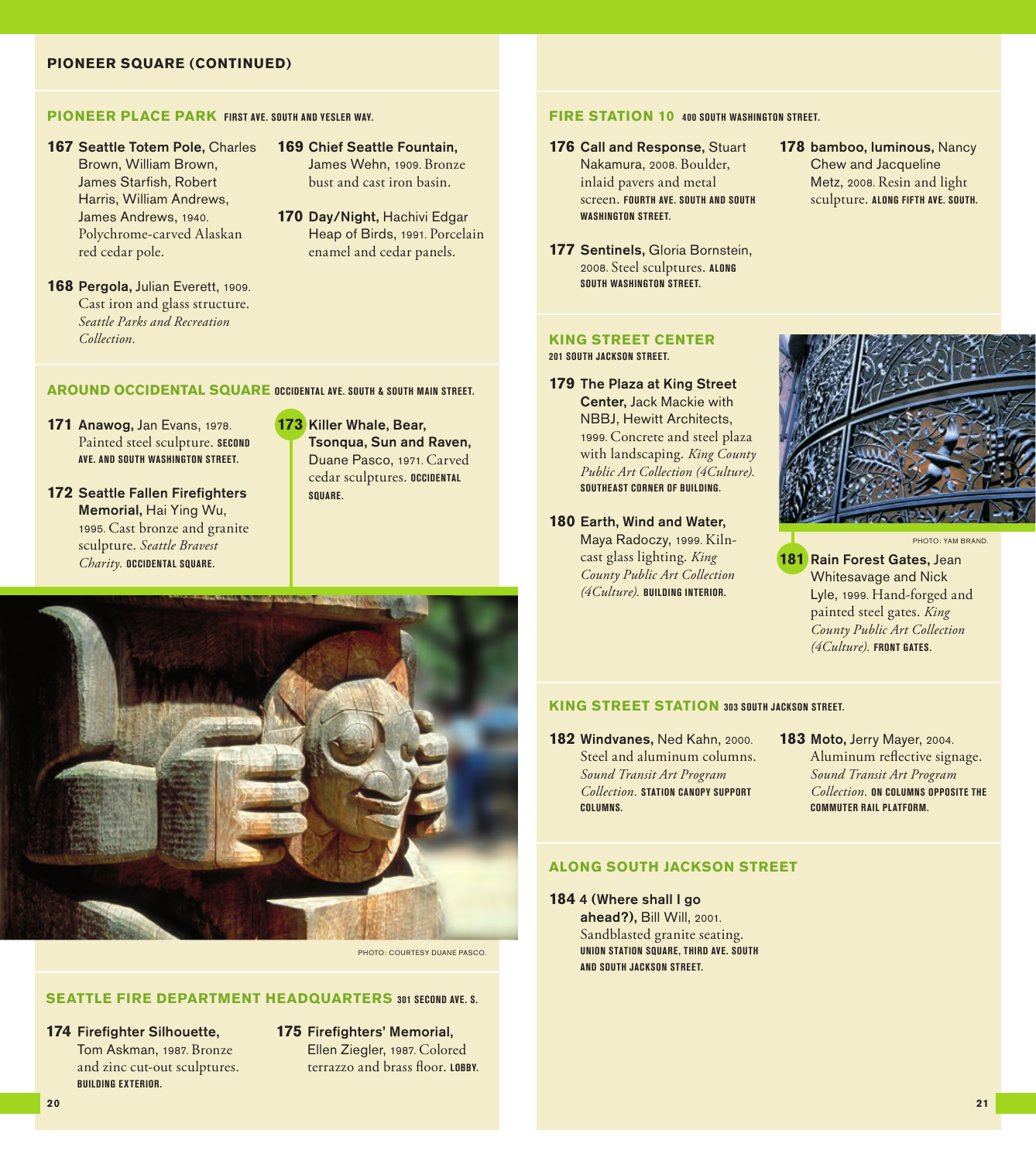## PIONEER SQUARE (CONTINUED)

### PIONEER PLACE PARK FIRST AVE. SOUTH AND YESLER WAY.

**167 Seattle Totem Pole,** Charles Brown, William Brown, James Starfish, Robert Harris, William Andrews, James Andrews, 1940. Polychrome-carved Alaskan red cedar pole.

**168 Pergola,** Julian Everett, 1909. Cast iron and glass structure. *Seattle Parks and Recreation Collection.*

**169 Chief Seattle Fountain,** James Wehn, 1909. Bronze bust and cast iron basin.

**170 Day/Night,** Hachivi Edgar Heap of Birds, 1991. Porcelain enamel and cedar panels.

### AROUND OCCIDENTAL SQUARE OCCIDENTAL AVE. SOUTH & SOUTH MAIN STREET.

**171 Anawog,** Jan Evans, 1978. Painted steel sculpture. SECOND AVE. AND SOUTH WASHINGTON STREET.

**172 Seattle Fallen Firefighters Memorial,** Hai Ying Wu, 1995. Cast bronze and granite sculpture. *Seattle Bravest Charity.* OCCIDENTAL SQUARE.

**173 Killer Whale, Bear, Tsonqua, Sun and Raven,** Duane Pasco, 1971. Carved cedar sculptures. OCCIDENTAL SQUARE.

PHOTO: COURTESY DUANE PASCO.

### SEATTLE FIRE DEPARTMENT HEADQUARTERS 301 SECOND AVE. S.

**174 Firefighter Silhouette,** Tom Askman, 1987. Bronze and zinc cut-out sculptures. BUILDING EXTERIOR.

**175 Firefighters' Memorial,** Ellen Ziegler, 1987. Colored terrazzo and brass floor. LOBBY.

### FIRE STATION 10 400 SOUTH WASHINGTON STREET.

**176 Call and Response,** Stuart Nakamura, 2008. Boulder, inlaid pavers and metal screen. FOURTH AVE. SOUTH AND SOUTH WASHINGTON STREET.

**177 Sentinels,** Gloria Bornstein, 2008. Steel sculptures. ALONG SOUTH WASHINGTON STREET.

**178 bamboo, luminous,** Nancy Chew and Jacqueline Metz, 2008. Resin and light sculpture. ALONG FIFTH AVE. SOUTH.

### KING STREET CENTER 201 SOUTH JACKSON STREET.

**179 The Plaza at King Street Center,** Jack Mackie with NBBJ, Hewitt Architects, 1999. Concrete and steel plaza with landscaping. *King County Public Art Collection (4Culture).* SOUTHEAST CORNER OF BUILDING.

**180 Earth, Wind and Water,** Maya Radoczy, 1999. Kiln-cast glass lighting. *King County Public Art Collection (4Culture).* BUILDING INTERIOR.

PHOTO: YAM BRAND.

**181 Rain Forest Gates,** Jean Whitesavage and Nick Lyle, 1999. Hand-forged and painted steel gates. *King County Public Art Collection (4Culture).* FRONT GATES.

### KING STREET STATION 303 SOUTH JACKSON STREET.

**182 Windvanes,** Ned Kahn, 2000. Steel and aluminum columns. *Sound Transit Art Program Collection.* STATION CANOPY SUPPORT COLUMNS.

**183 Moto,** Jerry Mayer, 2004. Aluminum reflective signage. *Sound Transit Art Program Collection.* ON COLUMNS OPPOSITE THE COMMUTER RAIL PLATFORM.

### ALONG SOUTH JACKSON STREET

**184 4 (Where shall I go ahead?),** Bill Will, 2001. Sandblasted granite seating. UNION STATION SQUARE, THIRD AVE. SOUTH AND SOUTH JACKSON STREET.